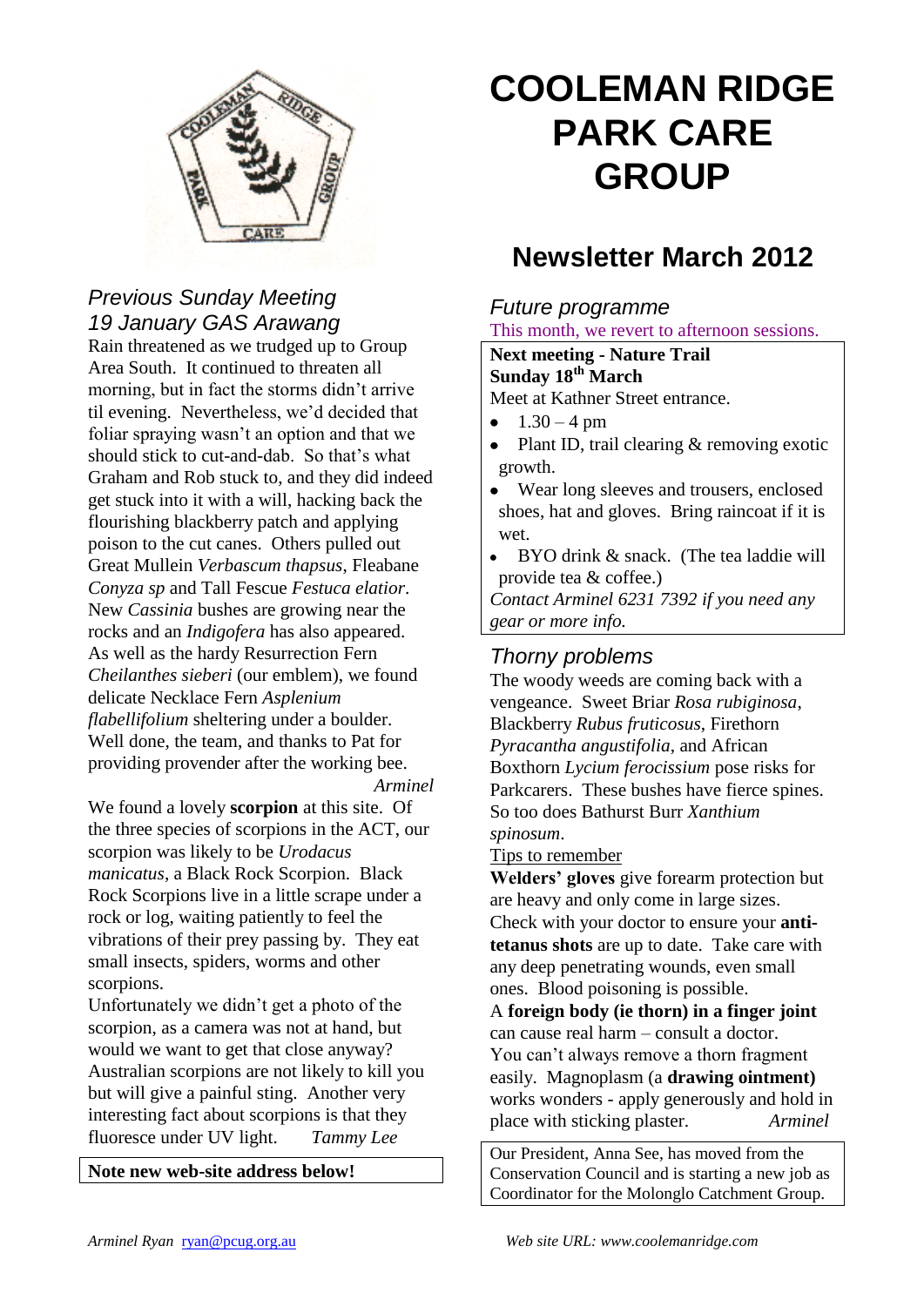# COOLEMAN RIDGE PARK CARE GROUP

## Newsletter March 2012

### *Previous Sunday Meeting 19 January GAS Arawang*

Rain threatened as we trudged up to Group Area South. It continued to threaten all morning, but in fact the storms didn't arrive til evening. Nevertheless, we'd decided that foliar spraying wasn't an option and that we should stick to cut-and-dab. So that's what Graham and Rob stuck to, and they did indeed get stuck into it with a will, hacking back the flourishing blackberry patch and applying poison to the cut canes. Others pulled out Great Mullein *Verbascum thapsus*, Fleabane *Conyza sp* and Tall Fescue *Festuca elatior*. New *Cassinia* bushes are growing near the rocks and an *Indigofera* has also appeared. As well as the hardy Resurrection Fern *Cheilanthes sieberi* (our emblem), we found delicate Necklace Fern *Asplenium flabellifolium* sheltering under a boulder. Well done, the team, and thanks to Pat for providing provender after the working bee.

*Arminel*

We found a lovely **scorpion** at this site. Of the three species of scorpions in the ACT, our scorpion was likely to be *Urodacus manicatus*, a Black Rock Scorpion. Black Rock Scorpions live in a little scrape under a rock or log, waiting patiently to feel the vibrations of their prey passing by. They eat small insects, spiders, worms and other scorpions.

Unfortunately we didn't get a photo of the scorpion, as a camera was not at hand, but would we want to get that close anyway? Australian scorpions are not likely to kill you but will give a painful sting. Another very interesting fact about scorpions is that they fluoresce under UV light. *Tammy Lee*

**Note new web-site address below!**

### *Future programme*

This month, we revert to afternoon sessions.

**Next meeting - Nature Trail**
**Sunday 18th March**

Meet at Kathner Street entrance.

- 1.30 – 4 pm
- Plant ID, trail clearing & removing exotic growth.
- Wear long sleeves and trousers, enclosed shoes, hat and gloves. Bring raincoat if it is wet.
- BYO drink & snack. (The tea laddie will provide tea & coffee.)

*Contact Arminel 6231 7392 if you need any gear or more info.*

### *Thorny problems*

The woody weeds are coming back with a vengeance. Sweet Briar *Rosa rubiginosa*, Blackberry *Rubus fruticosus*, Firethorn *Pyracantha angustifolia*, and African Boxthorn *Lycium ferocissium* pose risks for Parkcarers. These bushes have fierce spines. So too does Bathurst Burr *Xanthium spinosum*.

Tips to remember

**Welders' gloves** give forearm protection but are heavy and only come in large sizes.

Check with your doctor to ensure your **anti-tetanus shots** are up to date. Take care with any deep penetrating wounds, even small ones. Blood poisoning is possible.

A **foreign body (ie thorn) in a finger joint** can cause real harm – consult a doctor.

You can't always remove a thorn fragment easily. Magnoplasm (a **drawing ointment)** works wonders - apply generously and hold in place with sticking plaster. *Arminel*

Our President, Anna See, has moved from the Conservation Council and is starting a new job as Coordinator for the Molonglo Catchment Group.

*Arminel Ryan* ryan@pcug.org.au

*Web site URL: www.coolemanridge.com*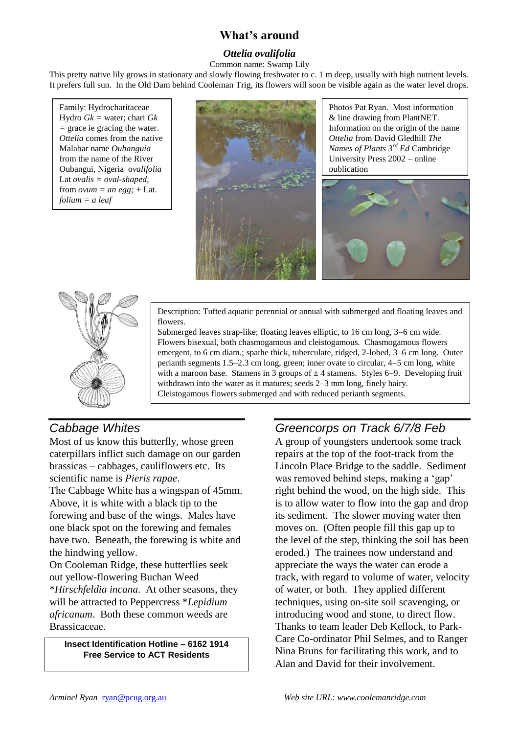# What's around

## *Ottelia ovalifolia*

Common name: Swamp Lily

This pretty native lily grows in stationary and slowly flowing freshwater to c. 1 m deep, usually with high nutrient levels. It prefers full sun. In the Old Dam behind Cooleman Trig, its flowers will soon be visible again as the water level drops.

Family: Hydrocharitaceae
Hydro *Gk* = water; chari *Gk* = grace ie gracing the water. *Ottelia* comes from the native Malabar name *Oubanguia* from the name of the River Oubangui, Nigeria *ovalifolia* Lat *ovalis = oval-shaped*, from *ovum = an egg;* + Lat. *folium = a leaf*

Photos Pat Ryan. Most information & line drawing from PlantNET. Information on the origin of the name *Ottelia* from David Gledhill *The Names of Plants 3rd Ed* Cambridge University Press 2002 – online publication

Description: Tufted aquatic perennial or annual with submerged and floating leaves and flowers.
Submerged leaves strap-like; floating leaves elliptic, to 16 cm long, 3–6 cm wide.
Flowers bisexual, both chasmogamous and cleistogamous. Chasmogamous flowers emergent, to 6 cm diam.; spathe thick, tuberculate, ridged, 2-lobed, 3–6 cm long. Outer perianth segments 1.5–2.3 cm long, green; inner ovate to circular, 4–5 cm long, white with a maroon base. Stamens in 3 groups of ± 4 stamens. Styles 6–9. Developing fruit withdrawn into the water as it matures; seeds 2–3 mm long, finely hairy.
Cleistogamous flowers submerged and with reduced perianth segments.

## Cabbage Whites

Most of us know this butterfly, whose green caterpillars inflict such damage on our garden brassicas – cabbages, cauliflowers etc. Its scientific name is *Pieris rapae*.
The Cabbage White has a wingspan of 45mm. Above, it is white with a black tip to the forewing and base of the wings. Males have one black spot on the forewing and females have two. Beneath, the forewing is white and the hindwing yellow.
On Cooleman Ridge, these butterflies seek out yellow-flowering Buchan Weed *\*Hirschfeldia incana*. At other seasons, they will be attracted to Peppercress *\*Lepidium africanum*. Both these common weeds are Brassicaceae.

**Insect Identification Hotline – 6162 1914**
**Free Service to ACT Residents**

## Greencorps on Track 6/7/8 Feb

A group of youngsters undertook some track repairs at the top of the foot-track from the Lincoln Place Bridge to the saddle. Sediment was removed behind steps, making a 'gap' right behind the wood, on the high side. This is to allow water to flow into the gap and drop its sediment. The slower moving water then moves on. (Often people fill this gap up to the level of the step, thinking the soil has been eroded.) The trainees now understand and appreciate the ways the water can erode a track, with regard to volume of water, velocity of water, or both. They applied different techniques, using on-site soil scavenging, or introducing wood and stone, to direct flow. Thanks to team leader Deb Kellock, to Park-Care Co-ordinator Phil Selmes, and to Ranger Nina Bruns for facilitating this work, and to Alan and David for their involvement.

*Arminel Ryan* ryan@pcug.org.au

*Web site URL: www.coolemanridge.com*